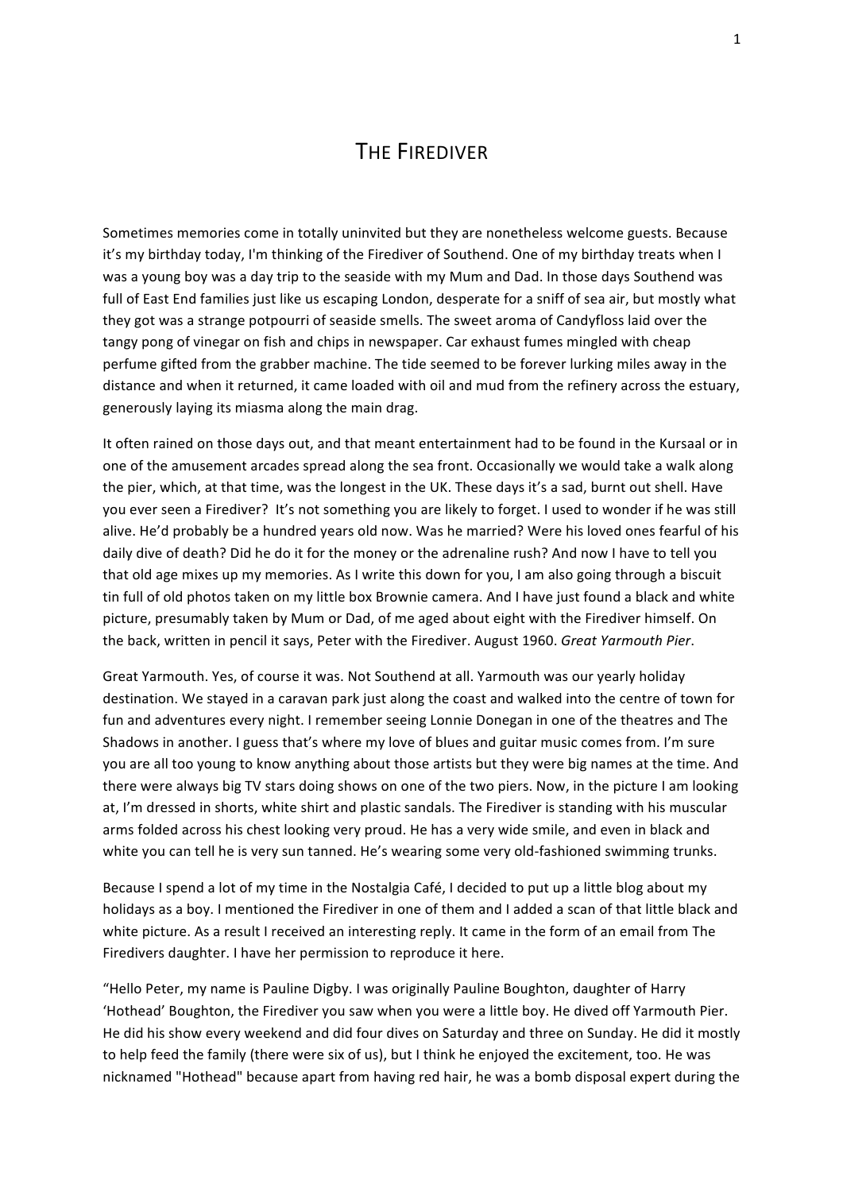# The Firediver

Sometimes memories come in totally uninvited but they are nonetheless welcome guests. Because it's my birthday today, I'm thinking of the Firediver of Southend. One of my birthday treats when I was a young boy was a day trip to the seaside with my Mum and Dad. In those days Southend was full of East End families just like us escaping London, desperate for a sniff of sea air, but mostly what they got was a strange potpourri of seaside smells. The sweet aroma of Candyfloss laid over the tangy pong of vinegar on fish and chips in newspaper. Car exhaust fumes mingled with cheap perfume gifted from the grabber machine. The tide seemed to be forever lurking miles away in the distance and when it returned, it came loaded with oil and mud from the refinery across the estuary, generously laying its miasma along the main drag.

It often rained on those days out, and that meant entertainment had to be found in the Kursaal or in one of the amusement arcades spread along the sea front. Occasionally we would take a walk along the pier, which, at that time, was the longest in the UK. These days it's a sad, burnt out shell. Have you ever seen a Firediver? It's not something you are likely to forget. I used to wonder if he was still alive. He'd probably be a hundred years old now. Was he married? Were his loved ones fearful of his daily dive of death? Did he do it for the money or the adrenaline rush? And now I have to tell you that old age mixes up my memories. As I write this down for you, I am also going through a biscuit tin full of old photos taken on my little box Brownie camera. And I have just found a black and white picture, presumably taken by Mum or Dad, of me aged about eight with the Firediver himself. On the back, written in pencil it says, Peter with the Firediver. August 1960. *Great Yarmouth Pier*.

Great Yarmouth. Yes, of course it was. Not Southend at all. Yarmouth was our yearly holiday destination. We stayed in a caravan park just along the coast and walked into the centre of town for fun and adventures every night. I remember seeing Lonnie Donegan in one of the theatres and The Shadows in another. I guess that's where my love of blues and guitar music comes from. I'm sure you are all too young to know anything about those artists but they were big names at the time. And there were always big TV stars doing shows on one of the two piers. Now, in the picture I am looking at, I'm dressed in shorts, white shirt and plastic sandals. The Firediver is standing with his muscular arms folded across his chest looking very proud. He has a very wide smile, and even in black and white you can tell he is very sun tanned. He's wearing some very old-fashioned swimming trunks.

Because I spend a lot of my time in the Nostalgia Café, I decided to put up a little blog about my holidays as a boy. I mentioned the Firediver in one of them and I added a scan of that little black and white picture. As a result I received an interesting reply. It came in the form of an email from The Firedivers daughter. I have her permission to reproduce it here.

"Hello Peter, my name is Pauline Digby. I was originally Pauline Boughton, daughter of Harry 'Hothead' Boughton, the Firediver you saw when you were a little boy. He dived off Yarmouth Pier. He did his show every weekend and did four dives on Saturday and three on Sunday. He did it mostly to help feed the family (there were six of us), but I think he enjoyed the excitement, too. He was nicknamed "Hothead" because apart from having red hair, he was a bomb disposal expert during the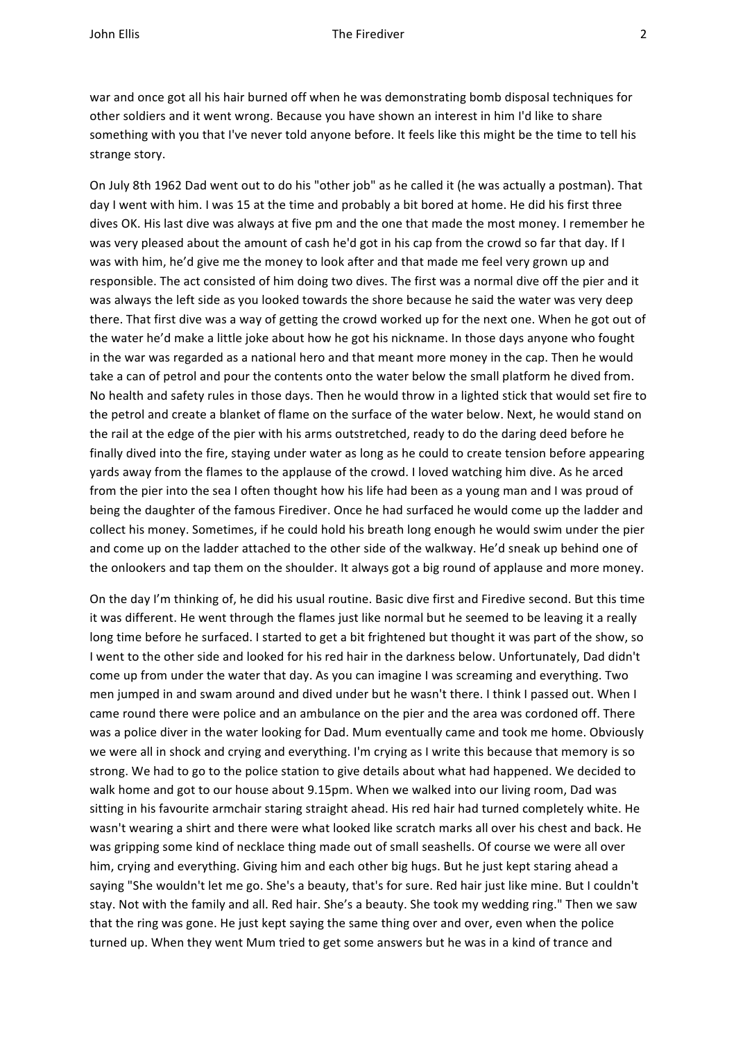war and once got all his hair burned off when he was demonstrating bomb disposal techniques for other soldiers and it went wrong. Because you have shown an interest in him I'd like to share something with you that I've never told anyone before. It feels like this might be the time to tell his strange story.

On July 8th 1962 Dad went out to do his "other job" as he called it (he was actually a postman). That day I went with him. I was 15 at the time and probably a bit bored at home. He did his first three dives OK. His last dive was always at five pm and the one that made the most money. I remember he was very pleased about the amount of cash he'd got in his cap from the crowd so far that day. If I was with him, he'd give me the money to look after and that made me feel very grown up and responsible. The act consisted of him doing two dives. The first was a normal dive off the pier and it was always the left side as you looked towards the shore because he said the water was very deep there. That first dive was a way of getting the crowd worked up for the next one. When he got out of the water he'd make a little joke about how he got his nickname. In those days anyone who fought in the war was regarded as a national hero and that meant more money in the cap. Then he would take a can of petrol and pour the contents onto the water below the small platform he dived from. No health and safety rules in those days. Then he would throw in a lighted stick that would set fire to the petrol and create a blanket of flame on the surface of the water below. Next, he would stand on the rail at the edge of the pier with his arms outstretched, ready to do the daring deed before he finally dived into the fire, staying under water as long as he could to create tension before appearing yards away from the flames to the applause of the crowd. I loved watching him dive. As he arced from the pier into the sea I often thought how his life had been as a young man and I was proud of being the daughter of the famous Firediver. Once he had surfaced he would come up the ladder and collect his money. Sometimes, if he could hold his breath long enough he would swim under the pier and come up on the ladder attached to the other side of the walkway. He'd sneak up behind one of the onlookers and tap them on the shoulder. It always got a big round of applause and more money.

On the day I'm thinking of, he did his usual routine. Basic dive first and Firedive second. But this time it was different. He went through the flames just like normal but he seemed to be leaving it a really long time before he surfaced. I started to get a bit frightened but thought it was part of the show, so I went to the other side and looked for his red hair in the darkness below. Unfortunately, Dad didn't come up from under the water that day. As you can imagine I was screaming and everything. Two men jumped in and swam around and dived under but he wasn't there. I think I passed out. When I came round there were police and an ambulance on the pier and the area was cordoned off. There was a police diver in the water looking for Dad. Mum eventually came and took me home. Obviously we were all in shock and crying and everything. I'm crying as I write this because that memory is so strong. We had to go to the police station to give details about what had happened. We decided to walk home and got to our house about 9.15pm. When we walked into our living room, Dad was sitting in his favourite armchair staring straight ahead. His red hair had turned completely white. He wasn't wearing a shirt and there were what looked like scratch marks all over his chest and back. He was gripping some kind of necklace thing made out of small seashells. Of course we were all over him, crying and everything. Giving him and each other big hugs. But he just kept staring ahead a saying "She wouldn't let me go. She's a beauty, that's for sure. Red hair just like mine. But I couldn't stay. Not with the family and all. Red hair. She's a beauty. She took my wedding ring." Then we saw that the ring was gone. He just kept saying the same thing over and over, even when the police turned up. When they went Mum tried to get some answers but he was in a kind of trance and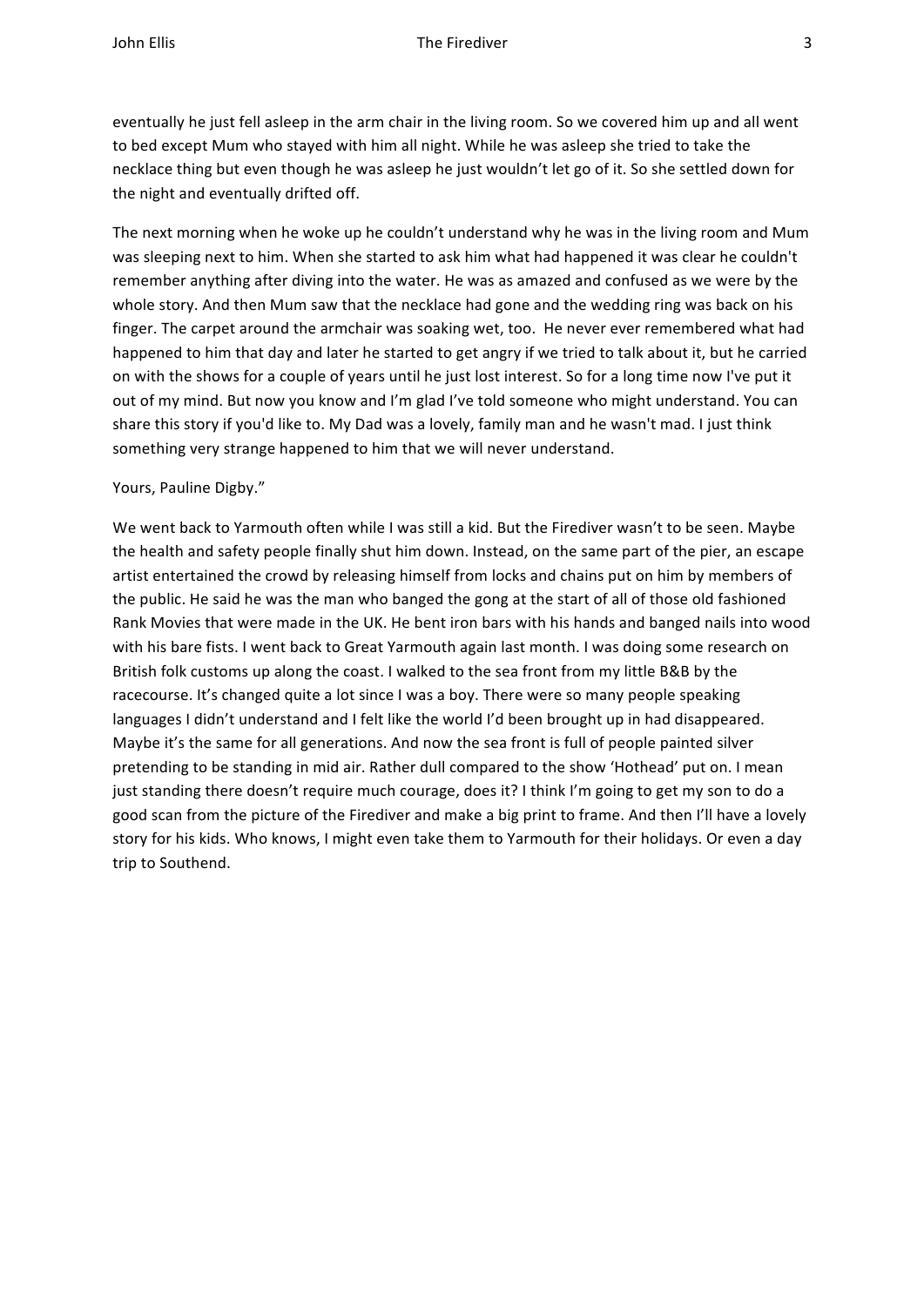eventually he just fell asleep in the arm chair in the living room. So we covered him up and all went to bed except Mum who stayed with him all night. While he was asleep she tried to take the necklace thing but even though he was asleep he just wouldn't let go of it. So she settled down for the night and eventually drifted off.

The next morning when he woke up he couldn't understand why he was in the living room and Mum was sleeping next to him. When she started to ask him what had happened it was clear he couldn't remember anything after diving into the water. He was as amazed and confused as we were by the whole story. And then Mum saw that the necklace had gone and the wedding ring was back on his finger. The carpet around the armchair was soaking wet, too. He never ever remembered what had happened to him that day and later he started to get angry if we tried to talk about it, but he carried on with the shows for a couple of years until he just lost interest. So for a long time now I've put it out of my mind. But now you know and I'm glad I've told someone who might understand. You can share this story if you'd like to. My Dad was a lovely, family man and he wasn't mad. I just think something very strange happened to him that we will never understand.

Yours, Pauline Digby."

We went back to Yarmouth often while I was still a kid. But the Firediver wasn't to be seen. Maybe the health and safety people finally shut him down. Instead, on the same part of the pier, an escape artist entertained the crowd by releasing himself from locks and chains put on him by members of the public. He said he was the man who banged the gong at the start of all of those old fashioned Rank Movies that were made in the UK. He bent iron bars with his hands and banged nails into wood with his bare fists. I went back to Great Yarmouth again last month. I was doing some research on British folk customs up along the coast. I walked to the sea front from my little B&B by the racecourse. It's changed quite a lot since I was a boy. There were so many people speaking languages I didn't understand and I felt like the world I'd been brought up in had disappeared. Maybe it's the same for all generations. And now the sea front is full of people painted silver pretending to be standing in mid air. Rather dull compared to the show 'Hothead' put on. I mean just standing there doesn't require much courage, does it? I think I'm going to get my son to do a good scan from the picture of the Firediver and make a big print to frame. And then I'll have a lovely story for his kids. Who knows, I might even take them to Yarmouth for their holidays. Or even a day trip to Southend.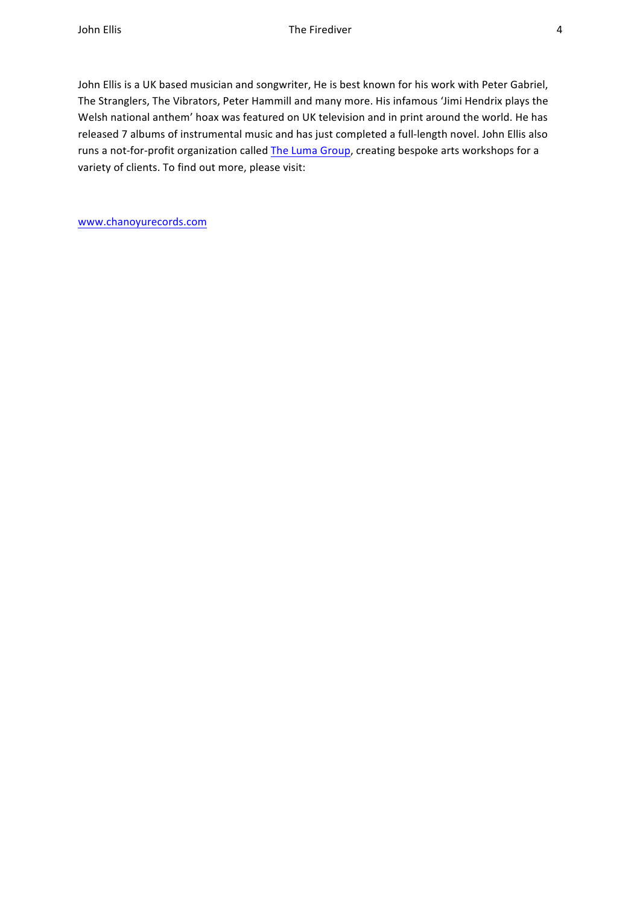John Ellis is a UK based musician and songwriter, He is best known for his work with Peter Gabriel, The Stranglers, The Vibrators, Peter Hammill and many more. His infamous 'Jimi Hendrix plays the Welsh national anthem' hoax was featured on UK television and in print around the world. He has released 7 albums of instrumental music and has just completed a full-length novel. John Ellis also runs a not-for-profit organization called The Luma Group, creating bespoke arts workshops for a variety of clients. To find out more, please visit:

www.chanoyurecords.com